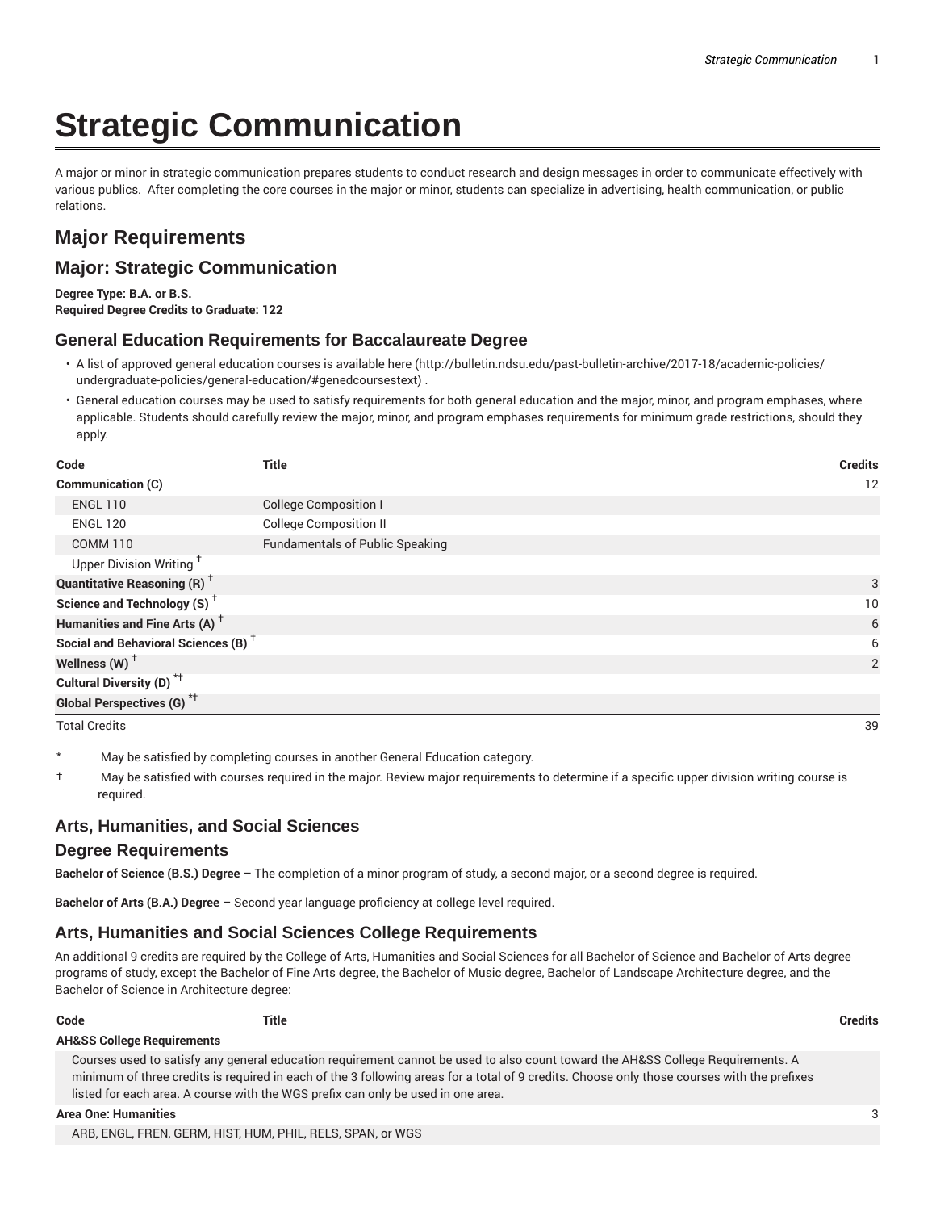# Strategic Communication

A major or minor in strategic communication prepares students to conduct research and design messages in order to communicate effectively with various publics. After completing the core courses in the major or minor, students can specialize in advertising, health communication, or public relations.

## Major Requirements

## Major: Strategic Communication

**Degree Type: B.A. or B.S.**
**Required Degree Credits to Graduate: 122**

### General Education Requirements for Baccalaureate Degree

- A list of approved general education courses is available here (http://bulletin.ndsu.edu/past-bulletin-archive/2017-18/academic-policies/undergraduate-policies/general-education/#genedcoursestext) .
- General education courses may be used to satisfy requirements for both general education and the major, minor, and program emphases, where applicable. Students should carefully review the major, minor, and program emphases requirements for minimum grade restrictions, should they apply.

| Code | Title | Credits |
|---|---|---|
| **Communication (C)** | | 12 |
| ENGL 110 | College Composition I | |
| ENGL 120 | College Composition II | |
| COMM 110 | Fundamentals of Public Speaking | |
| Upper Division Writing † | | |
| **Quantitative Reasoning (R) †** | | 3 |
| **Science and Technology (S) †** | | 10 |
| **Humanities and Fine Arts (A) †** | | 6 |
| **Social and Behavioral Sciences (B) †** | | 6 |
| **Wellness (W) †** | | 2 |
| **Cultural Diversity (D) *†** | | |
| **Global Perspectives (G) *†** | | |
| Total Credits | | 39 |

\* May be satisfied by completing courses in another General Education category.

† May be satisfied with courses required in the major. Review major requirements to determine if a specific upper division writing course is required.

### Arts, Humanities, and Social Sciences

### Degree Requirements

**Bachelor of Science (B.S.) Degree –** The completion of a minor program of study, a second major, or a second degree is required.

**Bachelor of Arts (B.A.) Degree –** Second year language proficiency at college level required.

### Arts, Humanities and Social Sciences College Requirements

An additional 9 credits are required by the College of Arts, Humanities and Social Sciences for all Bachelor of Science and Bachelor of Arts degree programs of study, except the Bachelor of Fine Arts degree, the Bachelor of Music degree, Bachelor of Landscape Architecture degree, and the Bachelor of Science in Architecture degree:

| Code | Title | Credits |
|---|---|---|
| **AH&SS College Requirements** | | |
| Courses used to satisfy any general education requirement cannot be used to also count toward the AH&SS College Requirements. A minimum of three credits is required in each of the 3 following areas for a total of 9 credits. Choose only those courses with the prefixes listed for each area. A course with the WGS prefix can only be used in one area. | | |
| **Area One: Humanities** | | 3 |
| ARB, ENGL, FREN, GERM, HIST, HUM, PHIL, RELS, SPAN, or WGS | | |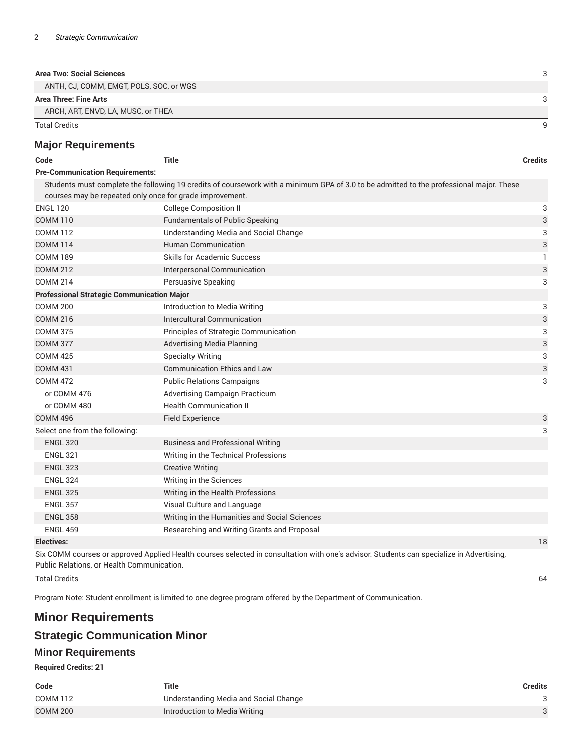| | | |
|---|---|---|
| **Area Two: Social Sciences** | | 3 |
| ANTH, CJ, COMM, EMGT, POLS, SOC, or WGS | | |
| **Area Three: Fine Arts** | | 3 |
| ARCH, ART, ENVD, LA, MUSC, or THEA | | |
| Total Credits | | 9 |

### Major Requirements

| Code | Title | Credits |
|---|---|---|
| **Pre-Communication Requirements:** | | |
| Students must complete the following 19 credits of coursework with a minimum GPA of 3.0 to be admitted to the professional major. These courses may be repeated only once for grade improvement. | | |
| ENGL 120 | College Composition II | 3 |
| COMM 110 | Fundamentals of Public Speaking | 3 |
| COMM 112 | Understanding Media and Social Change | 3 |
| COMM 114 | Human Communication | 3 |
| COMM 189 | Skills for Academic Success | 1 |
| COMM 212 | Interpersonal Communication | 3 |
| COMM 214 | Persuasive Speaking | 3 |
| **Professional Strategic Communication Major** | | |
| COMM 200 | Introduction to Media Writing | 3 |
| COMM 216 | Intercultural Communication | 3 |
| COMM 375 | Principles of Strategic Communication | 3 |
| COMM 377 | Advertising Media Planning | 3 |
| COMM 425 | Specialty Writing | 3 |
| COMM 431 | Communication Ethics and Law | 3 |
| COMM 472 | Public Relations Campaigns | 3 |
| or COMM 476 | Advertising Campaign Practicum | |
| or COMM 480 | Health Communication II | |
| COMM 496 | Field Experience | 3 |
| Select one from the following: | | 3 |
| ENGL 320 | Business and Professional Writing | |
| ENGL 321 | Writing in the Technical Professions | |
| ENGL 323 | Creative Writing | |
| ENGL 324 | Writing in the Sciences | |
| ENGL 325 | Writing in the Health Professions | |
| ENGL 357 | Visual Culture and Language | |
| ENGL 358 | Writing in the Humanities and Social Sciences | |
| ENGL 459 | Researching and Writing Grants and Proposal | |
| **Electives:** | | 18 |
| Six COMM courses or approved Applied Health courses selected in consultation with one's advisor. Students can specialize in Advertising, Public Relations, or Health Communication. | | |
| Total Credits | | 64 |

Program Note: Student enrollment is limited to one degree program offered by the Department of Communication.

## Minor Requirements

## Strategic Communication Minor

### Minor Requirements

**Required Credits: 21**

| Code | Title | Credits |
|---|---|---|
| COMM 112 | Understanding Media and Social Change | 3 |
| COMM 200 | Introduction to Media Writing | 3 |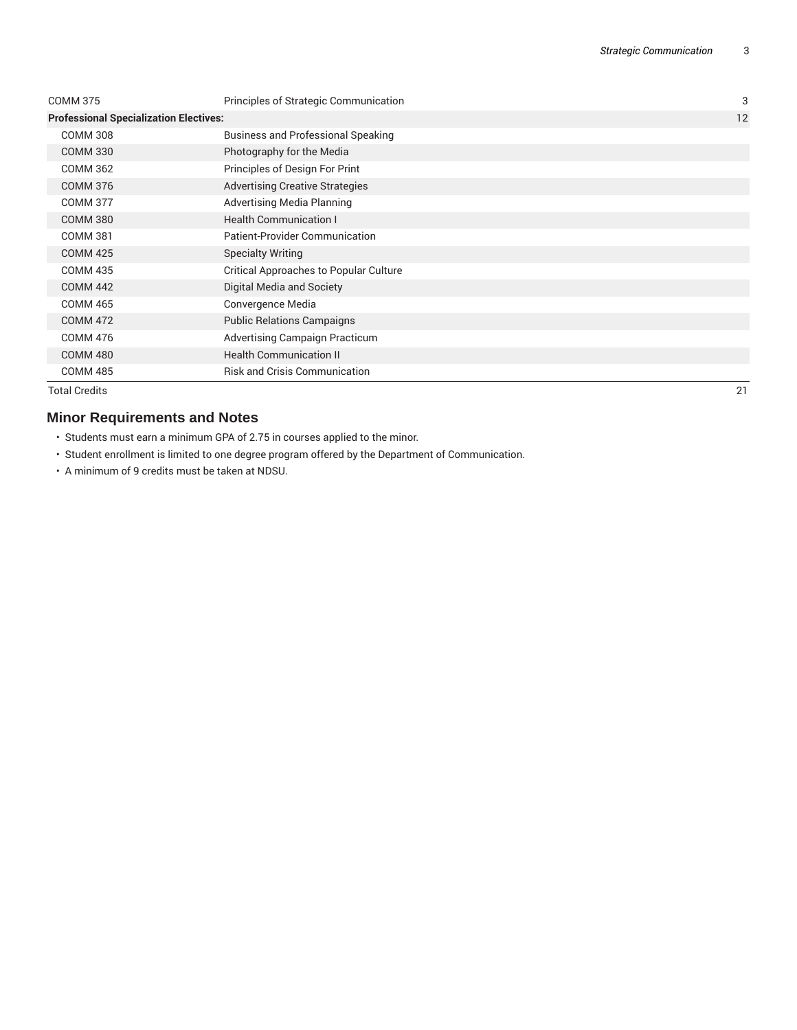| | | |
|---|---|---|
| COMM 375 | Principles of Strategic Communication | 3 |
| **Professional Specialization Electives:** | | 12 |
| COMM 308 | Business and Professional Speaking | |
| COMM 330 | Photography for the Media | |
| COMM 362 | Principles of Design For Print | |
| COMM 376 | Advertising Creative Strategies | |
| COMM 377 | Advertising Media Planning | |
| COMM 380 | Health Communication I | |
| COMM 381 | Patient-Provider Communication | |
| COMM 425 | Specialty Writing | |
| COMM 435 | Critical Approaches to Popular Culture | |
| COMM 442 | Digital Media and Society | |
| COMM 465 | Convergence Media | |
| COMM 472 | Public Relations Campaigns | |
| COMM 476 | Advertising Campaign Practicum | |
| COMM 480 | Health Communication II | |
| COMM 485 | Risk and Crisis Communication | |
| Total Credits | | 21 |

## Minor Requirements and Notes

- Students must earn a minimum GPA of 2.75 in courses applied to the minor.
- Student enrollment is limited to one degree program offered by the Department of Communication.
- A minimum of 9 credits must be taken at NDSU.